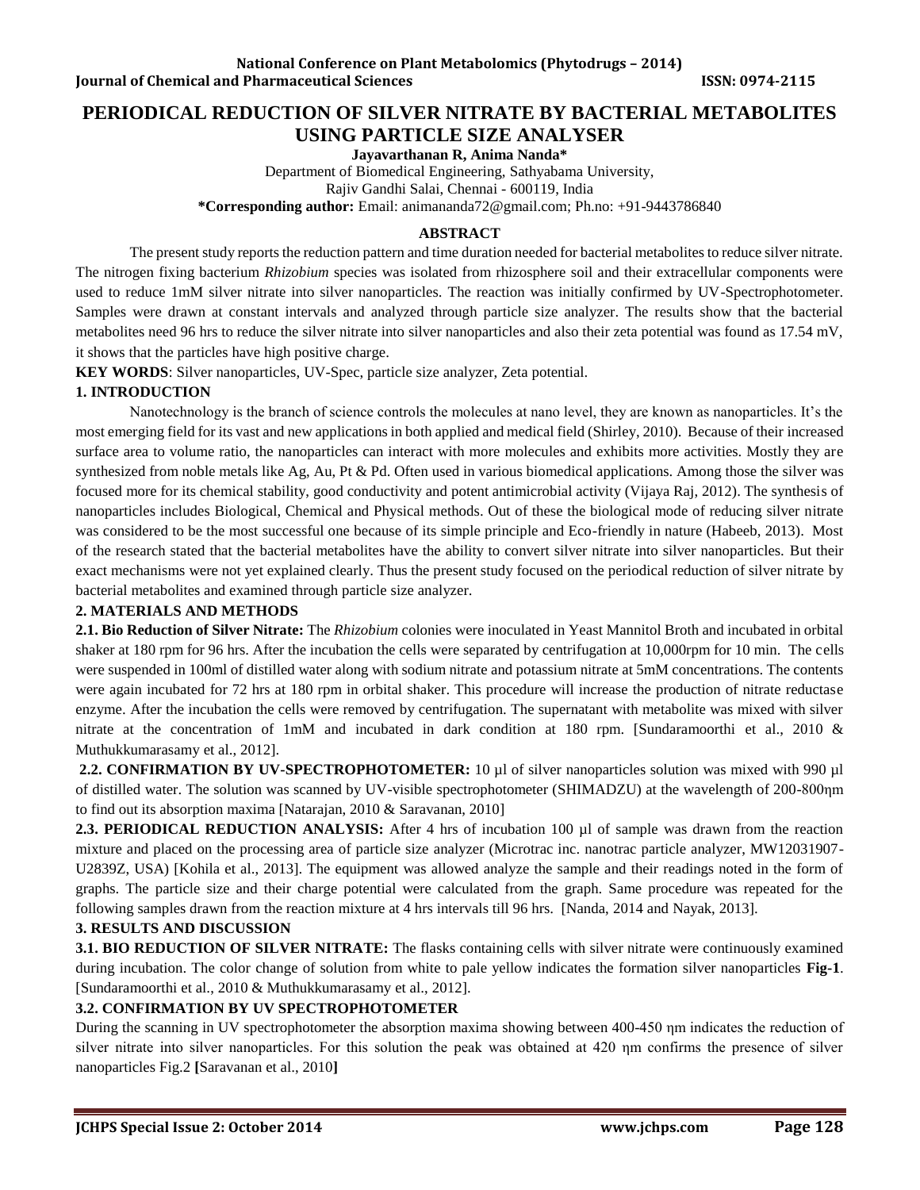# PERIODICAL REDUCTION OF SILVER NITRATE BY BACTERIAL METABOLITES USING PARTICLE SIZE ANALYSER

**Jayavarthanan R, Anima Nanda***

Department of Biomedical Engineering, Sathyabama University,
Rajiv Gandhi Salai, Chennai - 600119, India

***Corresponding author:** Email: animananda72@gmail.com; Ph.no: +91-9443786840

## ABSTRACT

The present study reports the reduction pattern and time duration needed for bacterial metabolites to reduce silver nitrate. The nitrogen fixing bacterium *Rhizobium* species was isolated from rhizosphere soil and their extracellular components were used to reduce 1mM silver nitrate into silver nanoparticles. The reaction was initially confirmed by UV-Spectrophotometer. Samples were drawn at constant intervals and analyzed through particle size analyzer. The results show that the bacterial metabolites need 96 hrs to reduce the silver nitrate into silver nanoparticles and also their zeta potential was found as 17.54 mV, it shows that the particles have high positive charge.

**KEY WORDS**: Silver nanoparticles, UV-Spec, particle size analyzer, Zeta potential.

## 1. INTRODUCTION

Nanotechnology is the branch of science controls the molecules at nano level, they are known as nanoparticles. It's the most emerging field for its vast and new applications in both applied and medical field (Shirley, 2010). Because of their increased surface area to volume ratio, the nanoparticles can interact with more molecules and exhibits more activities. Mostly they are synthesized from noble metals like Ag, Au, Pt & Pd. Often used in various biomedical applications. Among those the silver was focused more for its chemical stability, good conductivity and potent antimicrobial activity (Vijaya Raj, 2012). The synthesis of nanoparticles includes Biological, Chemical and Physical methods. Out of these the biological mode of reducing silver nitrate was considered to be the most successful one because of its simple principle and Eco-friendly in nature (Habeeb, 2013). Most of the research stated that the bacterial metabolites have the ability to convert silver nitrate into silver nanoparticles. But their exact mechanisms were not yet explained clearly. Thus the present study focused on the periodical reduction of silver nitrate by bacterial metabolites and examined through particle size analyzer.

## 2. MATERIALS AND METHODS

**2.1. Bio Reduction of Silver Nitrate:** The *Rhizobium* colonies were inoculated in Yeast Mannitol Broth and incubated in orbital shaker at 180 rpm for 96 hrs. After the incubation the cells were separated by centrifugation at 10,000rpm for 10 min. The cells were suspended in 100ml of distilled water along with sodium nitrate and potassium nitrate at 5mM concentrations. The contents were again incubated for 72 hrs at 180 rpm in orbital shaker. This procedure will increase the production of nitrate reductase enzyme. After the incubation the cells were removed by centrifugation. The supernatant with metabolite was mixed with silver nitrate at the concentration of 1mM and incubated in dark condition at 180 rpm. [Sundaramoorthi et al., 2010 & Muthukkumarasamy et al., 2012].

**2.2. CONFIRMATION BY UV-SPECTROPHOTOMETER:** 10 µl of silver nanoparticles solution was mixed with 990 µl of distilled water. The solution was scanned by UV-visible spectrophotometer (SHIMADZU) at the wavelength of 200-800ηm to find out its absorption maxima [Natarajan, 2010 & Saravanan, 2010]

**2.3. PERIODICAL REDUCTION ANALYSIS:** After 4 hrs of incubation 100 µl of sample was drawn from the reaction mixture and placed on the processing area of particle size analyzer (Microtrac inc. nanotrac particle analyzer, MW12031907-U2839Z, USA) [Kohila et al., 2013]. The equipment was allowed analyze the sample and their readings noted in the form of graphs. The particle size and their charge potential were calculated from the graph. Same procedure was repeated for the following samples drawn from the reaction mixture at 4 hrs intervals till 96 hrs. [Nanda, 2014 and Nayak, 2013].

## 3. RESULTS AND DISCUSSION

**3.1. BIO REDUCTION OF SILVER NITRATE:** The flasks containing cells with silver nitrate were continuously examined during incubation. The color change of solution from white to pale yellow indicates the formation silver nanoparticles **Fig-1**. [Sundaramoorthi et al., 2010 & Muthukkumarasamy et al., 2012].

### 3.2. CONFIRMATION BY UV SPECTROPHOTOMETER

During the scanning in UV spectrophotometer the absorption maxima showing between 400-450 ηm indicates the reduction of silver nitrate into silver nanoparticles. For this solution the peak was obtained at 420 ηm confirms the presence of silver nanoparticles Fig.2 **[**Saravanan et al., 2010**]**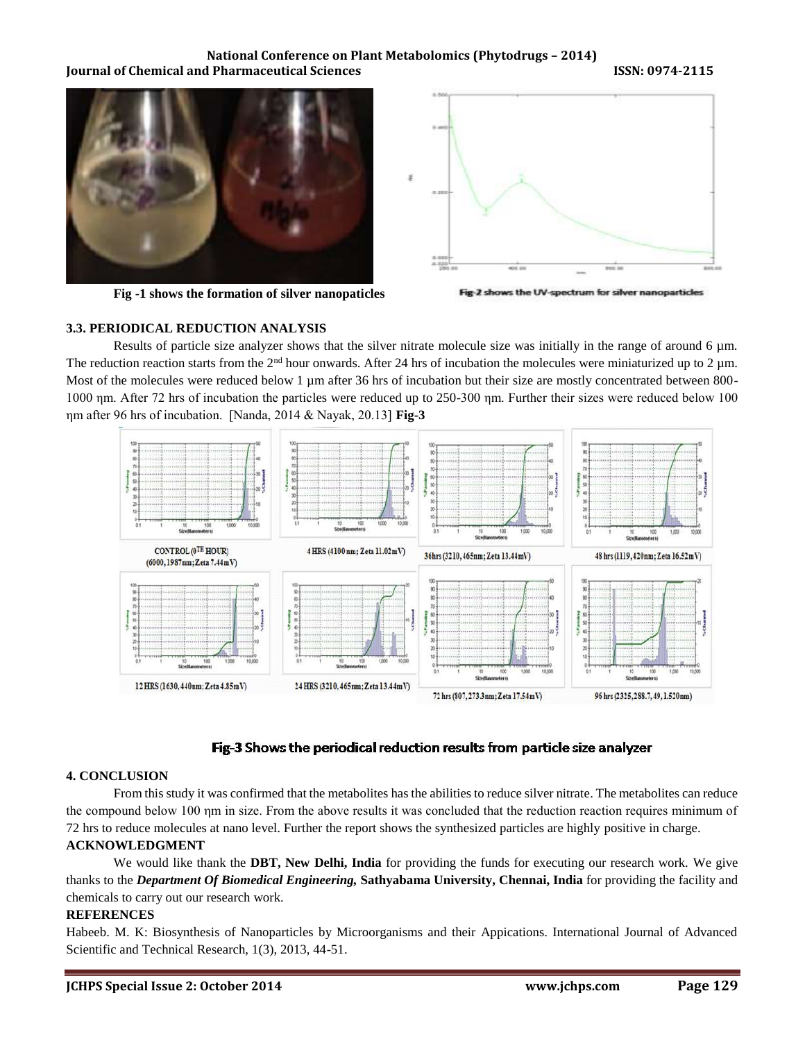Fig -1 shows the formation of silver nanopaticles

Fig-2 shows the UV-spectrum for silver nanoparticles

### 3.3. PERIODICAL REDUCTION ANALYSIS

Results of particle size analyzer shows that the silver nitrate molecule size was initially in the range of around 6 µm. The reduction reaction starts from the 2[nd] hour onwards. After 24 hrs of incubation the molecules were miniaturized up to 2 µm. Most of the molecules were reduced below 1 µm after 36 hrs of incubation but their size are mostly concentrated between 800-1000 ηm. After 72 hrs of incubation the particles were reduced up to 250-300 ηm. Further their sizes were reduced below 100 ηm after 96 hrs of incubation. [Nanda, 2014 & Nayak, 20.13] **Fig-3**

CONTROL (0[TH] HOUR) (6000,1987nm;Zeta 7.44mV)

4 HRS (4100 nm; Zeta 11.02mV)

36hrs (3210, 465nm; Zeta 13.44mV)

48 hrs (1119,420nm; Zeta 16.52mV)

12 HRS (1630,440nm; Zeta 4.85mV)

24 HRS (3210,465nm; Zeta 13.44mV)

72 hrs (807,273.3nm; Zeta 17.54mV)

96 hrs (2325,288.7,49,1.520nm)

Fig-3 Shows the periodical reduction results from particle size analyzer

## 4. CONCLUSION

From this study it was confirmed that the metabolites has the abilities to reduce silver nitrate. The metabolites can reduce the compound below 100 ηm in size. From the above results it was concluded that the reduction reaction requires minimum of 72 hrs to reduce molecules at nano level. Further the report shows the synthesized particles are highly positive in charge.

## ACKNOWLEDGMENT

We would like thank the **DBT, New Delhi, India** for providing the funds for executing our research work. We give thanks to the ***Department Of Biomedical Engineering,*** **Sathyabama University, Chennai, India** for providing the facility and chemicals to carry out our research work.

## REFERENCES

Habeeb. M. K: Biosynthesis of Nanoparticles by Microorganisms and their Appications. International Journal of Advanced Scientific and Technical Research, 1(3), 2013, 44-51.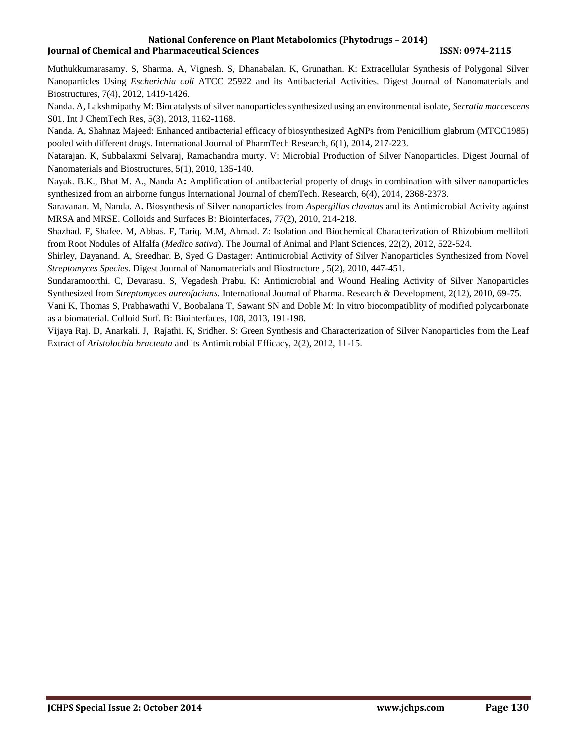Muthukkumarasamy. S, Sharma. A, Vignesh. S, Dhanabalan. K, Grunathan. K: Extracellular Synthesis of Polygonal Silver Nanoparticles Using *Escherichia coli* ATCC 25922 and its Antibacterial Activities. Digest Journal of Nanomaterials and Biostructures, 7(4), 2012, 1419-1426.

Nanda. A, Lakshmipathy M: Biocatalysts of silver nanoparticles synthesized using an environmental isolate, *Serratia marcescens* S01. Int J ChemTech Res, 5(3), 2013, 1162-1168.

Nanda. A, Shahnaz Majeed: Enhanced antibacterial efficacy of biosynthesized AgNPs from Penicillium glabrum (MTCC1985) pooled with different drugs. International Journal of PharmTech Research, 6(1), 2014, 217-223.

Natarajan. K, Subbalaxmi Selvaraj, Ramachandra murty. V: Microbial Production of Silver Nanoparticles. Digest Journal of Nanomaterials and Biostructures, 5(1), 2010, 135-140.

Nayak. B.K., Bhat M. A., Nanda A**:** Amplification of antibacterial property of drugs in combination with silver nanoparticles synthesized from an airborne fungus International Journal of chemTech. Research, 6(4), 2014, 2368-2373.

Saravanan. M, Nanda. A**.** Biosynthesis of Silver nanoparticles from *Aspergillus clavatus* and its Antimicrobial Activity against MRSA and MRSE. Colloids and Surfaces B: Biointerfaces**,** 77(2), 2010, 214-218.

Shazhad. F, Shafee. M, Abbas. F, Tariq. M.M, Ahmad. Z: Isolation and Biochemical Characterization of Rhizobium melliloti from Root Nodules of Alfalfa (*Medico sativa*). The Journal of Animal and Plant Sciences, 22(2), 2012, 522-524.

Shirley, Dayanand. A, Sreedhar. B, Syed G Dastager: Antimicrobial Activity of Silver Nanoparticles Synthesized from Novel *Streptomyces Species*. Digest Journal of Nanomaterials and Biostructure , 5(2), 2010, 447-451.

Sundaramoorthi. C, Devarasu. S, Vegadesh Prabu. K: Antimicrobial and Wound Healing Activity of Silver Nanoparticles Synthesized from *Streptomyces aureofacians.* International Journal of Pharma. Research & Development, 2(12), 2010, 69-75.

Vani K, Thomas S, Prabhawathi V, Boobalana T, Sawant SN and Doble M: In vitro biocompatiblity of modified polycarbonate as a biomaterial. Colloid Surf. B: Biointerfaces, 108, 2013, 191-198.

Vijaya Raj. D, Anarkali. J, Rajathi. K, Sridher. S: Green Synthesis and Characterization of Silver Nanoparticles from the Leaf Extract of *Aristolochia bracteata* and its Antimicrobial Efficacy, 2(2), 2012, 11-15.